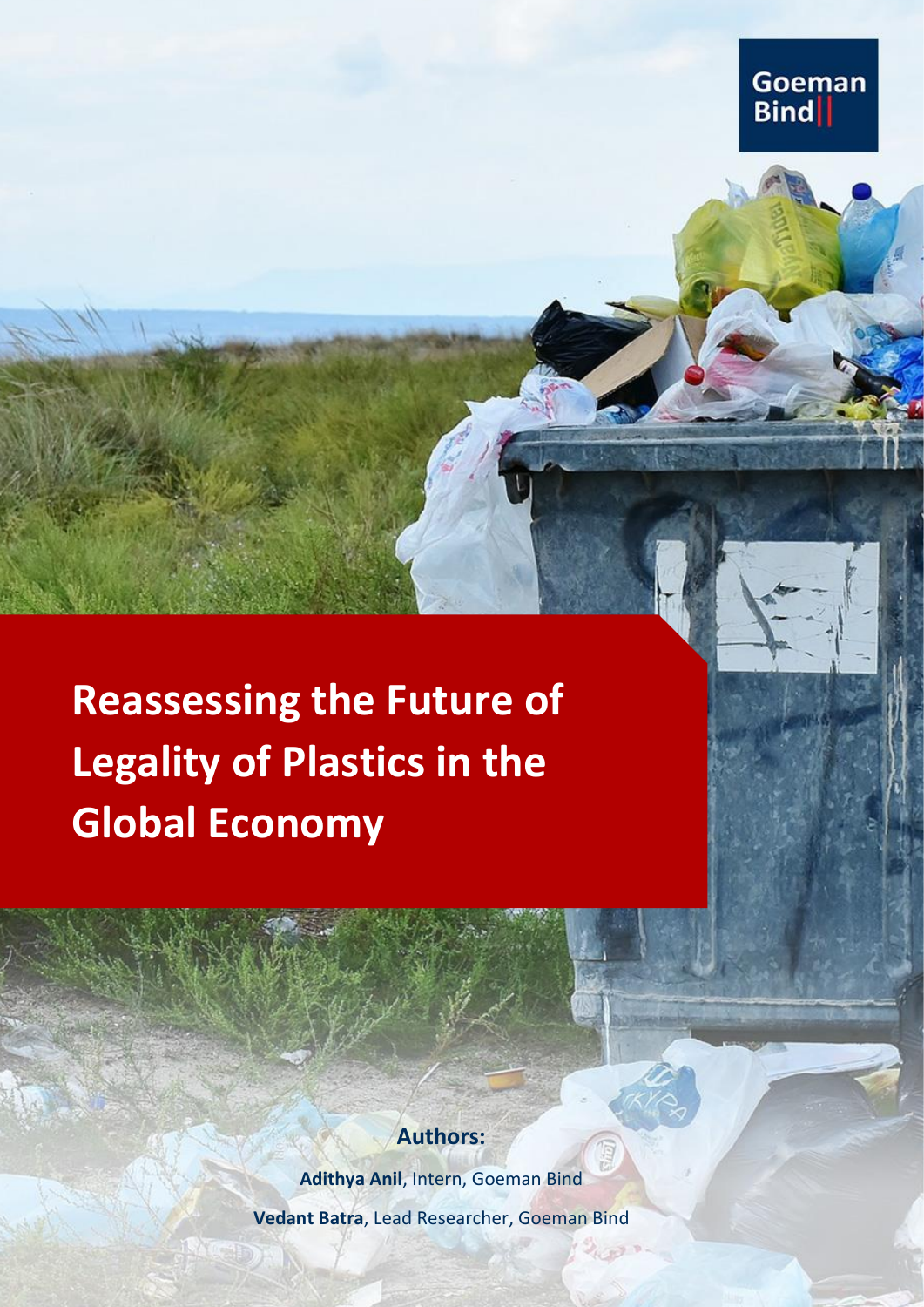Goeman Bind

# Reassessing the Future of Legality of Plastics in the Global Economy

**Authors:**

**Adithya Anil**, Intern, Goeman Bind

**Vedant Batra**, Lead Researcher, Goeman Bind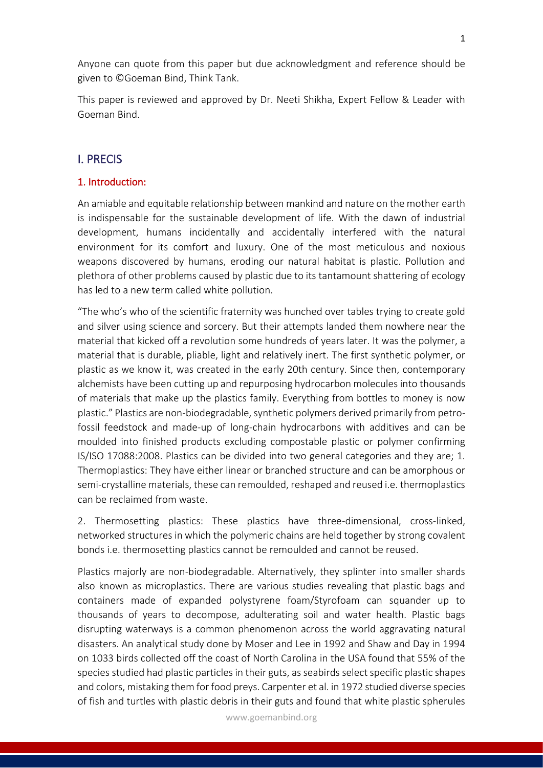Anyone can quote from this paper but due acknowledgment and reference should be given to ©Goeman Bind, Think Tank.

This paper is reviewed and approved by Dr. Neeti Shikha, Expert Fellow & Leader with Goeman Bind.

## I. PRECIS

### 1. Introduction:

An amiable and equitable relationship between mankind and nature on the mother earth is indispensable for the sustainable development of life. With the dawn of industrial development, humans incidentally and accidentally interfered with the natural environment for its comfort and luxury. One of the most meticulous and noxious weapons discovered by humans, eroding our natural habitat is plastic. Pollution and plethora of other problems caused by plastic due to its tantamount shattering of ecology has led to a new term called white pollution.

"The who's who of the scientific fraternity was hunched over tables trying to create gold and silver using science and sorcery. But their attempts landed them nowhere near the material that kicked off a revolution some hundreds of years later. It was the polymer, a material that is durable, pliable, light and relatively inert. The first synthetic polymer, or plastic as we know it, was created in the early 20th century. Since then, contemporary alchemists have been cutting up and repurposing hydrocarbon molecules into thousands of materials that make up the plastics family. Everything from bottles to money is now plastic." Plastics are non-biodegradable, synthetic polymers derived primarily from petro-fossil feedstock and made-up of long-chain hydrocarbons with additives and can be moulded into finished products excluding compostable plastic or polymer confirming IS/ISO 17088:2008. Plastics can be divided into two general categories and they are; 1. Thermoplastics: They have either linear or branched structure and can be amorphous or semi-crystalline materials, these can remoulded, reshaped and reused i.e. thermoplastics can be reclaimed from waste.

2. Thermosetting plastics: These plastics have three-dimensional, cross-linked, networked structures in which the polymeric chains are held together by strong covalent bonds i.e. thermosetting plastics cannot be remoulded and cannot be reused.

Plastics majorly are non-biodegradable. Alternatively, they splinter into smaller shards also known as microplastics. There are various studies revealing that plastic bags and containers made of expanded polystyrene foam/Styrofoam can squander up to thousands of years to decompose, adulterating soil and water health. Plastic bags disrupting waterways is a common phenomenon across the world aggravating natural disasters. An analytical study done by Moser and Lee in 1992 and Shaw and Day in 1994 on 1033 birds collected off the coast of North Carolina in the USA found that 55% of the species studied had plastic particles in their guts, as seabirds select specific plastic shapes and colors, mistaking them for food preys. Carpenter et al. in 1972 studied diverse species of fish and turtles with plastic debris in their guts and found that white plastic spherules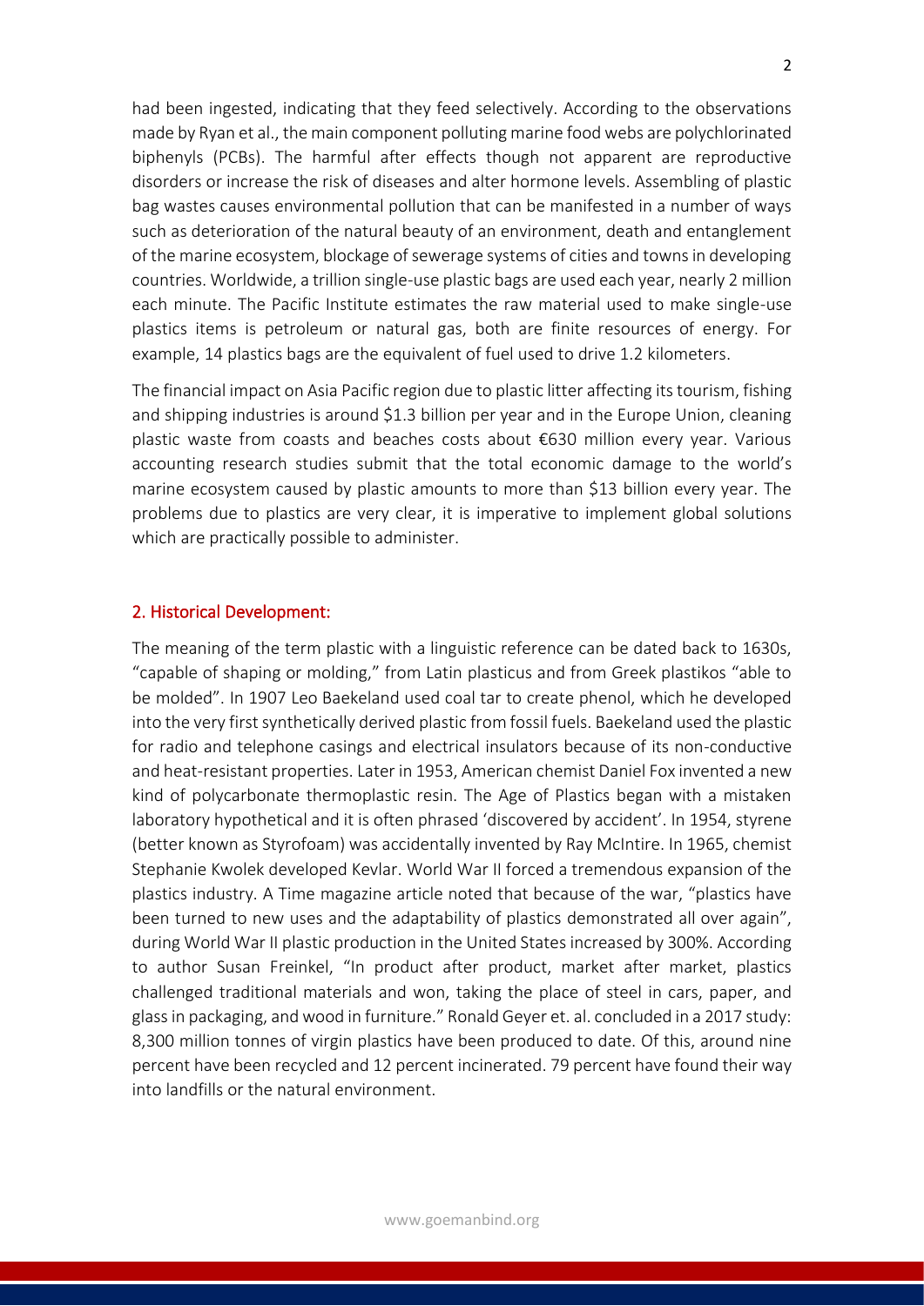had been ingested, indicating that they feed selectively. According to the observations made by Ryan et al., the main component polluting marine food webs are polychlorinated biphenyls (PCBs). The harmful after effects though not apparent are reproductive disorders or increase the risk of diseases and alter hormone levels. Assembling of plastic bag wastes causes environmental pollution that can be manifested in a number of ways such as deterioration of the natural beauty of an environment, death and entanglement of the marine ecosystem, blockage of sewerage systems of cities and towns in developing countries. Worldwide, a trillion single-use plastic bags are used each year, nearly 2 million each minute. The Pacific Institute estimates the raw material used to make single-use plastics items is petroleum or natural gas, both are finite resources of energy. For example, 14 plastics bags are the equivalent of fuel used to drive 1.2 kilometers.

The financial impact on Asia Pacific region due to plastic litter affecting its tourism, fishing and shipping industries is around $1.3 billion per year and in the Europe Union, cleaning plastic waste from coasts and beaches costs about €630 million every year. Various accounting research studies submit that the total economic damage to the world's marine ecosystem caused by plastic amounts to more than $13 billion every year. The problems due to plastics are very clear, it is imperative to implement global solutions which are practically possible to administer.

## 2. Historical Development:

The meaning of the term plastic with a linguistic reference can be dated back to 1630s, "capable of shaping or molding," from Latin plasticus and from Greek plastikos "able to be molded". In 1907 Leo Baekeland used coal tar to create phenol, which he developed into the very first synthetically derived plastic from fossil fuels. Baekeland used the plastic for radio and telephone casings and electrical insulators because of its non-conductive and heat-resistant properties. Later in 1953, American chemist Daniel Fox invented a new kind of polycarbonate thermoplastic resin. The Age of Plastics began with a mistaken laboratory hypothetical and it is often phrased 'discovered by accident'. In 1954, styrene (better known as Styrofoam) was accidentally invented by Ray McIntire. In 1965, chemist Stephanie Kwolek developed Kevlar. World War II forced a tremendous expansion of the plastics industry. A Time magazine article noted that because of the war, "plastics have been turned to new uses and the adaptability of plastics demonstrated all over again", during World War II plastic production in the United States increased by 300%. According to author Susan Freinkel, "In product after product, market after market, plastics challenged traditional materials and won, taking the place of steel in cars, paper, and glass in packaging, and wood in furniture." Ronald Geyer et. al. concluded in a 2017 study: 8,300 million tonnes of virgin plastics have been produced to date. Of this, around nine percent have been recycled and 12 percent incinerated. 79 percent have found their way into landfills or the natural environment.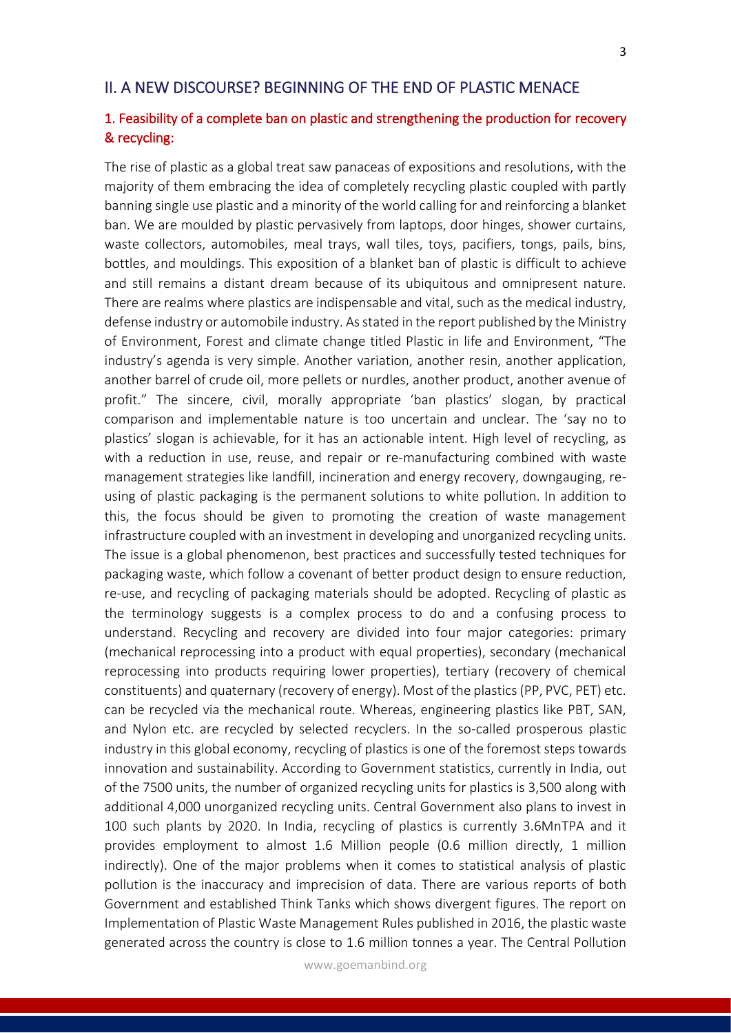## II. A NEW DISCOURSE? BEGINNING OF THE END OF PLASTIC MENACE

### 1. Feasibility of a complete ban on plastic and strengthening the production for recovery & recycling:

The rise of plastic as a global treat saw panaceas of expositions and resolutions, with the majority of them embracing the idea of completely recycling plastic coupled with partly banning single use plastic and a minority of the world calling for and reinforcing a blanket ban. We are moulded by plastic pervasively from laptops, door hinges, shower curtains, waste collectors, automobiles, meal trays, wall tiles, toys, pacifiers, tongs, pails, bins, bottles, and mouldings. This exposition of a blanket ban of plastic is difficult to achieve and still remains a distant dream because of its ubiquitous and omnipresent nature. There are realms where plastics are indispensable and vital, such as the medical industry, defense industry or automobile industry. As stated in the report published by the Ministry of Environment, Forest and climate change titled Plastic in life and Environment, "The industry's agenda is very simple. Another variation, another resin, another application, another barrel of crude oil, more pellets or nurdles, another product, another avenue of profit." The sincere, civil, morally appropriate 'ban plastics' slogan, by practical comparison and implementable nature is too uncertain and unclear. The 'say no to plastics' slogan is achievable, for it has an actionable intent. High level of recycling, as with a reduction in use, reuse, and repair or re-manufacturing combined with waste management strategies like landfill, incineration and energy recovery, downgauging, re-using of plastic packaging is the permanent solutions to white pollution. In addition to this, the focus should be given to promoting the creation of waste management infrastructure coupled with an investment in developing and unorganized recycling units. The issue is a global phenomenon, best practices and successfully tested techniques for packaging waste, which follow a covenant of better product design to ensure reduction, re-use, and recycling of packaging materials should be adopted. Recycling of plastic as the terminology suggests is a complex process to do and a confusing process to understand. Recycling and recovery are divided into four major categories: primary (mechanical reprocessing into a product with equal properties), secondary (mechanical reprocessing into products requiring lower properties), tertiary (recovery of chemical constituents) and quaternary (recovery of energy). Most of the plastics (PP, PVC, PET) etc. can be recycled via the mechanical route. Whereas, engineering plastics like PBT, SAN, and Nylon etc. are recycled by selected recyclers. In the so-called prosperous plastic industry in this global economy, recycling of plastics is one of the foremost steps towards innovation and sustainability. According to Government statistics, currently in India, out of the 7500 units, the number of organized recycling units for plastics is 3,500 along with additional 4,000 unorganized recycling units. Central Government also plans to invest in 100 such plants by 2020. In India, recycling of plastics is currently 3.6MnTPA and it provides employment to almost 1.6 Million people (0.6 million directly, 1 million indirectly). One of the major problems when it comes to statistical analysis of plastic pollution is the inaccuracy and imprecision of data. There are various reports of both Government and established Think Tanks which shows divergent figures. The report on Implementation of Plastic Waste Management Rules published in 2016, the plastic waste generated across the country is close to 1.6 million tonnes a year. The Central Pollution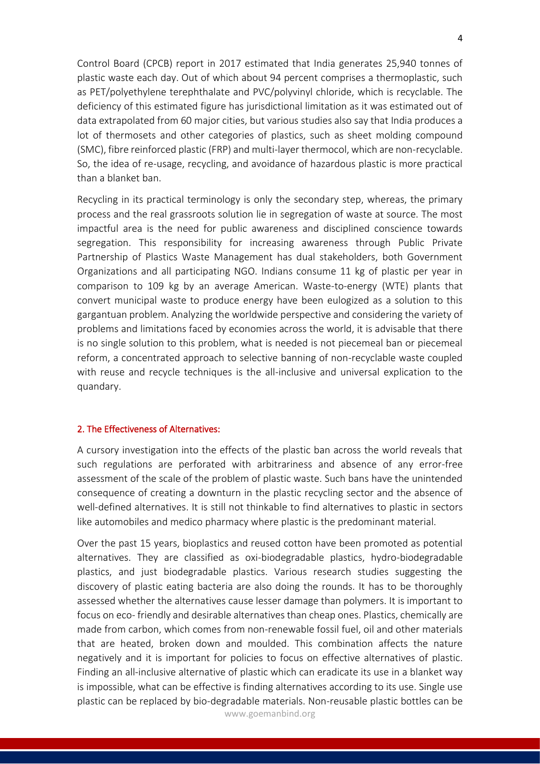Control Board (CPCB) report in 2017 estimated that India generates 25,940 tonnes of plastic waste each day. Out of which about 94 percent comprises a thermoplastic, such as PET/polyethylene terephthalate and PVC/polyvinyl chloride, which is recyclable. The deficiency of this estimated figure has jurisdictional limitation as it was estimated out of data extrapolated from 60 major cities, but various studies also say that India produces a lot of thermosets and other categories of plastics, such as sheet molding compound (SMC), fibre reinforced plastic (FRP) and multi-layer thermocol, which are non-recyclable. So, the idea of re-usage, recycling, and avoidance of hazardous plastic is more practical than a blanket ban.

Recycling in its practical terminology is only the secondary step, whereas, the primary process and the real grassroots solution lie in segregation of waste at source. The most impactful area is the need for public awareness and disciplined conscience towards segregation. This responsibility for increasing awareness through Public Private Partnership of Plastics Waste Management has dual stakeholders, both Government Organizations and all participating NGO. Indians consume 11 kg of plastic per year in comparison to 109 kg by an average American. Waste-to-energy (WTE) plants that convert municipal waste to produce energy have been eulogized as a solution to this gargantuan problem. Analyzing the worldwide perspective and considering the variety of problems and limitations faced by economies across the world, it is advisable that there is no single solution to this problem, what is needed is not piecemeal ban or piecemeal reform, a concentrated approach to selective banning of non-recyclable waste coupled with reuse and recycle techniques is the all-inclusive and universal explication to the quandary.

## 2. The Effectiveness of Alternatives:

A cursory investigation into the effects of the plastic ban across the world reveals that such regulations are perforated with arbitrariness and absence of any error-free assessment of the scale of the problem of plastic waste. Such bans have the unintended consequence of creating a downturn in the plastic recycling sector and the absence of well-defined alternatives. It is still not thinkable to find alternatives to plastic in sectors like automobiles and medico pharmacy where plastic is the predominant material.

Over the past 15 years, bioplastics and reused cotton have been promoted as potential alternatives. They are classified as oxi-biodegradable plastics, hydro-biodegradable plastics, and just biodegradable plastics. Various research studies suggesting the discovery of plastic eating bacteria are also doing the rounds. It has to be thoroughly assessed whether the alternatives cause lesser damage than polymers. It is important to focus on eco- friendly and desirable alternatives than cheap ones. Plastics, chemically are made from carbon, which comes from non-renewable fossil fuel, oil and other materials that are heated, broken down and moulded. This combination affects the nature negatively and it is important for policies to focus on effective alternatives of plastic. Finding an all-inclusive alternative of plastic which can eradicate its use in a blanket way is impossible, what can be effective is finding alternatives according to its use. Single use plastic can be replaced by bio-degradable materials. Non-reusable plastic bottles can be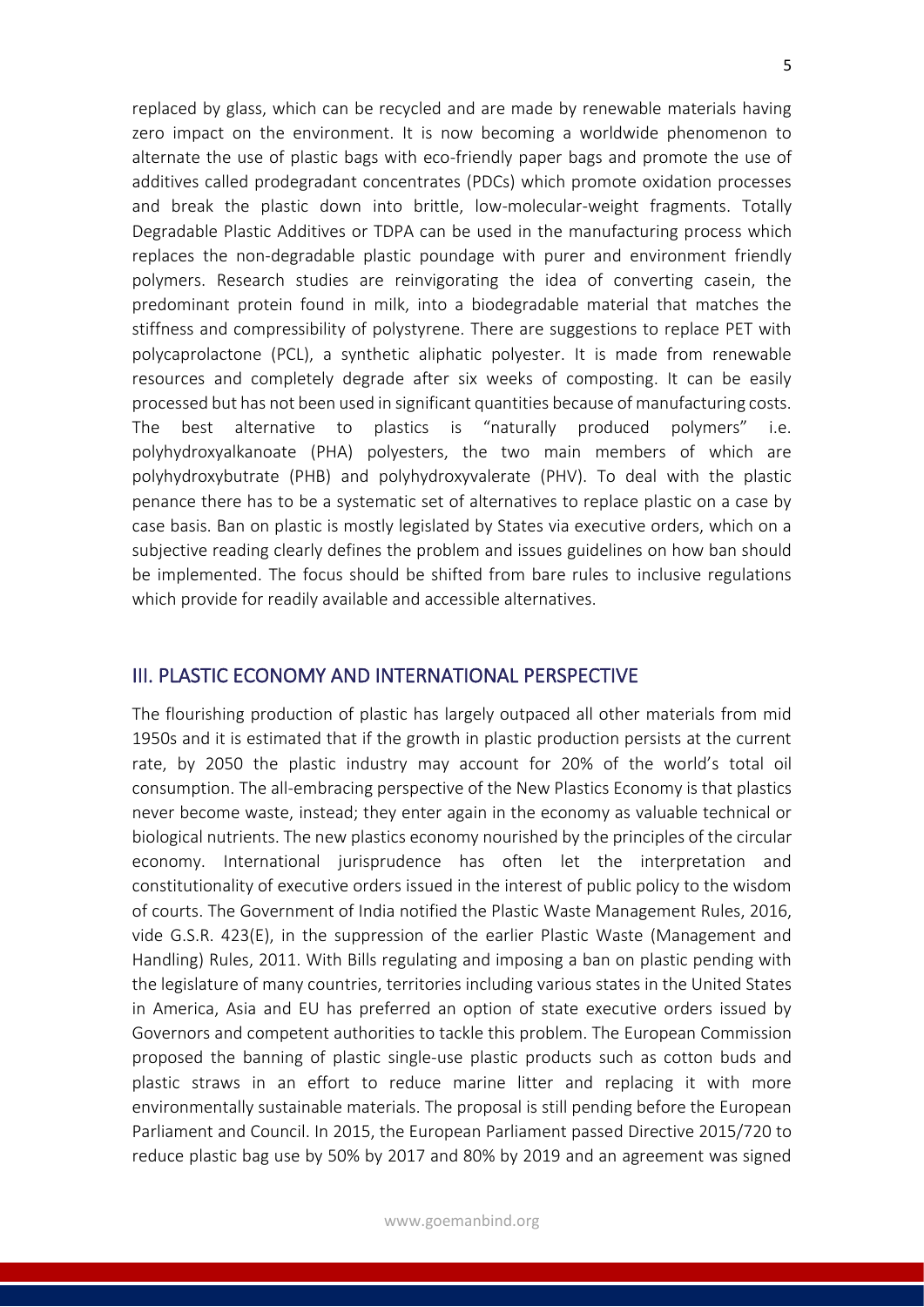replaced by glass, which can be recycled and are made by renewable materials having zero impact on the environment. It is now becoming a worldwide phenomenon to alternate the use of plastic bags with eco-friendly paper bags and promote the use of additives called prodegradant concentrates (PDCs) which promote oxidation processes and break the plastic down into brittle, low-molecular-weight fragments. Totally Degradable Plastic Additives or TDPA can be used in the manufacturing process which replaces the non-degradable plastic poundage with purer and environment friendly polymers. Research studies are reinvigorating the idea of converting casein, the predominant protein found in milk, into a biodegradable material that matches the stiffness and compressibility of polystyrene. There are suggestions to replace PET with polycaprolactone (PCL), a synthetic aliphatic polyester. It is made from renewable resources and completely degrade after six weeks of composting. It can be easily processed but has not been used in significant quantities because of manufacturing costs. The best alternative to plastics is "naturally produced polymers" i.e. polyhydroxyalkanoate (PHA) polyesters, the two main members of which are polyhydroxybutrate (PHB) and polyhydroxyvalerate (PHV). To deal with the plastic penance there has to be a systematic set of alternatives to replace plastic on a case by case basis. Ban on plastic is mostly legislated by States via executive orders, which on a subjective reading clearly defines the problem and issues guidelines on how ban should be implemented. The focus should be shifted from bare rules to inclusive regulations which provide for readily available and accessible alternatives.

## III. PLASTIC ECONOMY AND INTERNATIONAL PERSPECTIVE

The flourishing production of plastic has largely outpaced all other materials from mid 1950s and it is estimated that if the growth in plastic production persists at the current rate, by 2050 the plastic industry may account for 20% of the world's total oil consumption. The all-embracing perspective of the New Plastics Economy is that plastics never become waste, instead; they enter again in the economy as valuable technical or biological nutrients. The new plastics economy nourished by the principles of the circular economy. International jurisprudence has often let the interpretation and constitutionality of executive orders issued in the interest of public policy to the wisdom of courts. The Government of India notified the Plastic Waste Management Rules, 2016, vide G.S.R. 423(E), in the suppression of the earlier Plastic Waste (Management and Handling) Rules, 2011. With Bills regulating and imposing a ban on plastic pending with the legislature of many countries, territories including various states in the United States in America, Asia and EU has preferred an option of state executive orders issued by Governors and competent authorities to tackle this problem. The European Commission proposed the banning of plastic single-use plastic products such as cotton buds and plastic straws in an effort to reduce marine litter and replacing it with more environmentally sustainable materials. The proposal is still pending before the European Parliament and Council. In 2015, the European Parliament passed Directive 2015/720 to reduce plastic bag use by 50% by 2017 and 80% by 2019 and an agreement was signed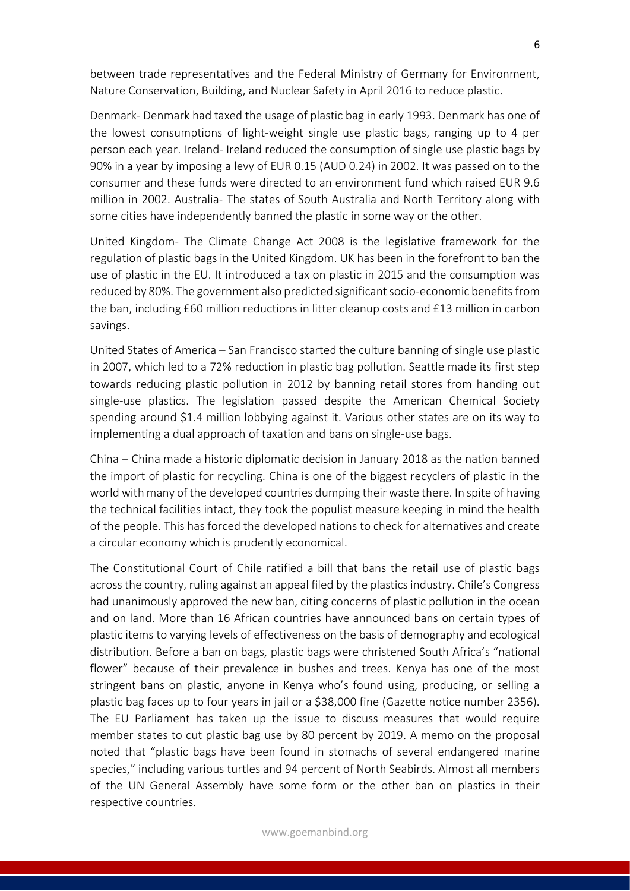between trade representatives and the Federal Ministry of Germany for Environment, Nature Conservation, Building, and Nuclear Safety in April 2016 to reduce plastic.

Denmark- Denmark had taxed the usage of plastic bag in early 1993. Denmark has one of the lowest consumptions of light-weight single use plastic bags, ranging up to 4 per person each year. Ireland- Ireland reduced the consumption of single use plastic bags by 90% in a year by imposing a levy of EUR 0.15 (AUD 0.24) in 2002. It was passed on to the consumer and these funds were directed to an environment fund which raised EUR 9.6 million in 2002. Australia- The states of South Australia and North Territory along with some cities have independently banned the plastic in some way or the other.

United Kingdom- The Climate Change Act 2008 is the legislative framework for the regulation of plastic bags in the United Kingdom. UK has been in the forefront to ban the use of plastic in the EU. It introduced a tax on plastic in 2015 and the consumption was reduced by 80%. The government also predicted significant socio-economic benefits from the ban, including £60 million reductions in litter cleanup costs and £13 million in carbon savings.

United States of America – San Francisco started the culture banning of single use plastic in 2007, which led to a 72% reduction in plastic bag pollution. Seattle made its first step towards reducing plastic pollution in 2012 by banning retail stores from handing out single-use plastics. The legislation passed despite the American Chemical Society spending around $1.4 million lobbying against it. Various other states are on its way to implementing a dual approach of taxation and bans on single-use bags.

China – China made a historic diplomatic decision in January 2018 as the nation banned the import of plastic for recycling. China is one of the biggest recyclers of plastic in the world with many of the developed countries dumping their waste there. In spite of having the technical facilities intact, they took the populist measure keeping in mind the health of the people. This has forced the developed nations to check for alternatives and create a circular economy which is prudently economical.

The Constitutional Court of Chile ratified a bill that bans the retail use of plastic bags across the country, ruling against an appeal filed by the plastics industry. Chile's Congress had unanimously approved the new ban, citing concerns of plastic pollution in the ocean and on land. More than 16 African countries have announced bans on certain types of plastic items to varying levels of effectiveness on the basis of demography and ecological distribution. Before a ban on bags, plastic bags were christened South Africa's "national flower" because of their prevalence in bushes and trees. Kenya has one of the most stringent bans on plastic, anyone in Kenya who's found using, producing, or selling a plastic bag faces up to four years in jail or a $38,000 fine (Gazette notice number 2356). The EU Parliament has taken up the issue to discuss measures that would require member states to cut plastic bag use by 80 percent by 2019. A memo on the proposal noted that "plastic bags have been found in stomachs of several endangered marine species," including various turtles and 94 percent of North Seabirds. Almost all members of the UN General Assembly have some form or the other ban on plastics in their respective countries.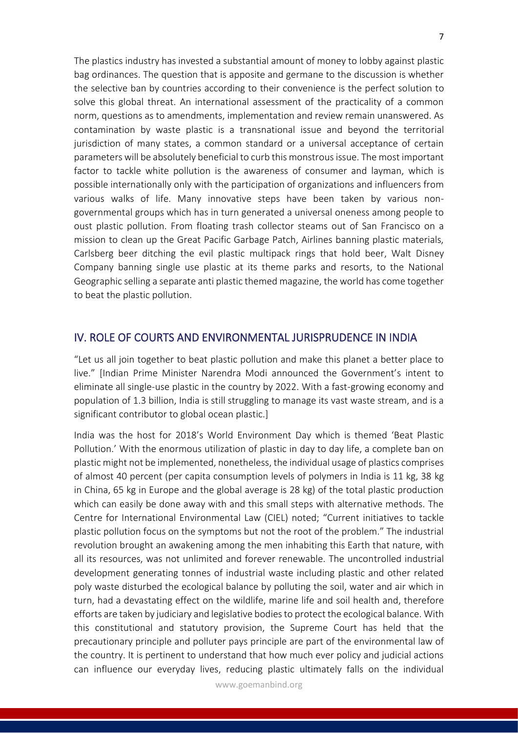The plastics industry has invested a substantial amount of money to lobby against plastic bag ordinances. The question that is apposite and germane to the discussion is whether the selective ban by countries according to their convenience is the perfect solution to solve this global threat. An international assessment of the practicality of a common norm, questions as to amendments, implementation and review remain unanswered. As contamination by waste plastic is a transnational issue and beyond the territorial jurisdiction of many states, a common standard or a universal acceptance of certain parameters will be absolutely beneficial to curb this monstrous issue. The most important factor to tackle white pollution is the awareness of consumer and layman, which is possible internationally only with the participation of organizations and influencers from various walks of life. Many innovative steps have been taken by various non-governmental groups which has in turn generated a universal oneness among people to oust plastic pollution. From floating trash collector steams out of San Francisco on a mission to clean up the Great Pacific Garbage Patch, Airlines banning plastic materials, Carlsberg beer ditching the evil plastic multipack rings that hold beer, Walt Disney Company banning single use plastic at its theme parks and resorts, to the National Geographic selling a separate anti plastic themed magazine, the world has come together to beat the plastic pollution.

## IV. ROLE OF COURTS AND ENVIRONMENTAL JURISPRUDENCE IN INDIA

"Let us all join together to beat plastic pollution and make this planet a better place to live." [Indian Prime Minister Narendra Modi announced the Government's intent to eliminate all single-use plastic in the country by 2022. With a fast-growing economy and population of 1.3 billion, India is still struggling to manage its vast waste stream, and is a significant contributor to global ocean plastic.]

India was the host for 2018's World Environment Day which is themed 'Beat Plastic Pollution.' With the enormous utilization of plastic in day to day life, a complete ban on plastic might not be implemented, nonetheless, the individual usage of plastics comprises of almost 40 percent (per capita consumption levels of polymers in India is 11 kg, 38 kg in China, 65 kg in Europe and the global average is 28 kg) of the total plastic production which can easily be done away with and this small steps with alternative methods. The Centre for International Environmental Law (CIEL) noted; "Current initiatives to tackle plastic pollution focus on the symptoms but not the root of the problem." The industrial revolution brought an awakening among the men inhabiting this Earth that nature, with all its resources, was not unlimited and forever renewable. The uncontrolled industrial development generating tonnes of industrial waste including plastic and other related poly waste disturbed the ecological balance by polluting the soil, water and air which in turn, had a devastating effect on the wildlife, marine life and soil health and, therefore efforts are taken by judiciary and legislative bodies to protect the ecological balance. With this constitutional and statutory provision, the Supreme Court has held that the precautionary principle and polluter pays principle are part of the environmental law of the country. It is pertinent to understand that how much ever policy and judicial actions can influence our everyday lives, reducing plastic ultimately falls on the individual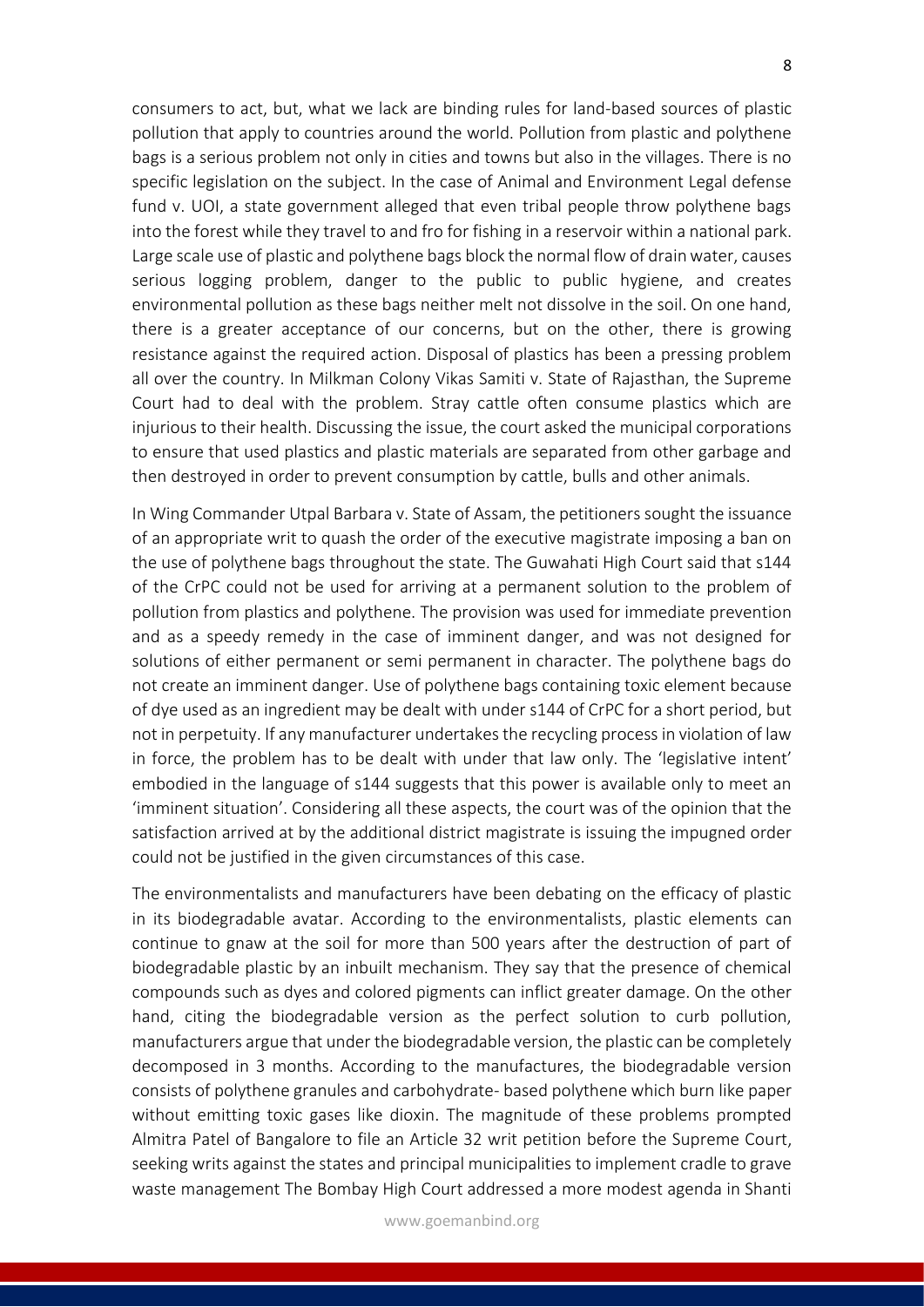consumers to act, but, what we lack are binding rules for land-based sources of plastic pollution that apply to countries around the world. Pollution from plastic and polythene bags is a serious problem not only in cities and towns but also in the villages. There is no specific legislation on the subject. In the case of Animal and Environment Legal defense fund v. UOI, a state government alleged that even tribal people throw polythene bags into the forest while they travel to and fro for fishing in a reservoir within a national park. Large scale use of plastic and polythene bags block the normal flow of drain water, causes serious logging problem, danger to the public to public hygiene, and creates environmental pollution as these bags neither melt not dissolve in the soil. On one hand, there is a greater acceptance of our concerns, but on the other, there is growing resistance against the required action. Disposal of plastics has been a pressing problem all over the country. In Milkman Colony Vikas Samiti v. State of Rajasthan, the Supreme Court had to deal with the problem. Stray cattle often consume plastics which are injurious to their health. Discussing the issue, the court asked the municipal corporations to ensure that used plastics and plastic materials are separated from other garbage and then destroyed in order to prevent consumption by cattle, bulls and other animals.

In Wing Commander Utpal Barbara v. State of Assam, the petitioners sought the issuance of an appropriate writ to quash the order of the executive magistrate imposing a ban on the use of polythene bags throughout the state. The Guwahati High Court said that s144 of the CrPC could not be used for arriving at a permanent solution to the problem of pollution from plastics and polythene. The provision was used for immediate prevention and as a speedy remedy in the case of imminent danger, and was not designed for solutions of either permanent or semi permanent in character. The polythene bags do not create an imminent danger. Use of polythene bags containing toxic element because of dye used as an ingredient may be dealt with under s144 of CrPC for a short period, but not in perpetuity. If any manufacturer undertakes the recycling process in violation of law in force, the problem has to be dealt with under that law only. The 'legislative intent' embodied in the language of s144 suggests that this power is available only to meet an 'imminent situation'. Considering all these aspects, the court was of the opinion that the satisfaction arrived at by the additional district magistrate is issuing the impugned order could not be justified in the given circumstances of this case.

The environmentalists and manufacturers have been debating on the efficacy of plastic in its biodegradable avatar. According to the environmentalists, plastic elements can continue to gnaw at the soil for more than 500 years after the destruction of part of biodegradable plastic by an inbuilt mechanism. They say that the presence of chemical compounds such as dyes and colored pigments can inflict greater damage. On the other hand, citing the biodegradable version as the perfect solution to curb pollution, manufacturers argue that under the biodegradable version, the plastic can be completely decomposed in 3 months. According to the manufactures, the biodegradable version consists of polythene granules and carbohydrate- based polythene which burn like paper without emitting toxic gases like dioxin. The magnitude of these problems prompted Almitra Patel of Bangalore to file an Article 32 writ petition before the Supreme Court, seeking writs against the states and principal municipalities to implement cradle to grave waste management The Bombay High Court addressed a more modest agenda in Shanti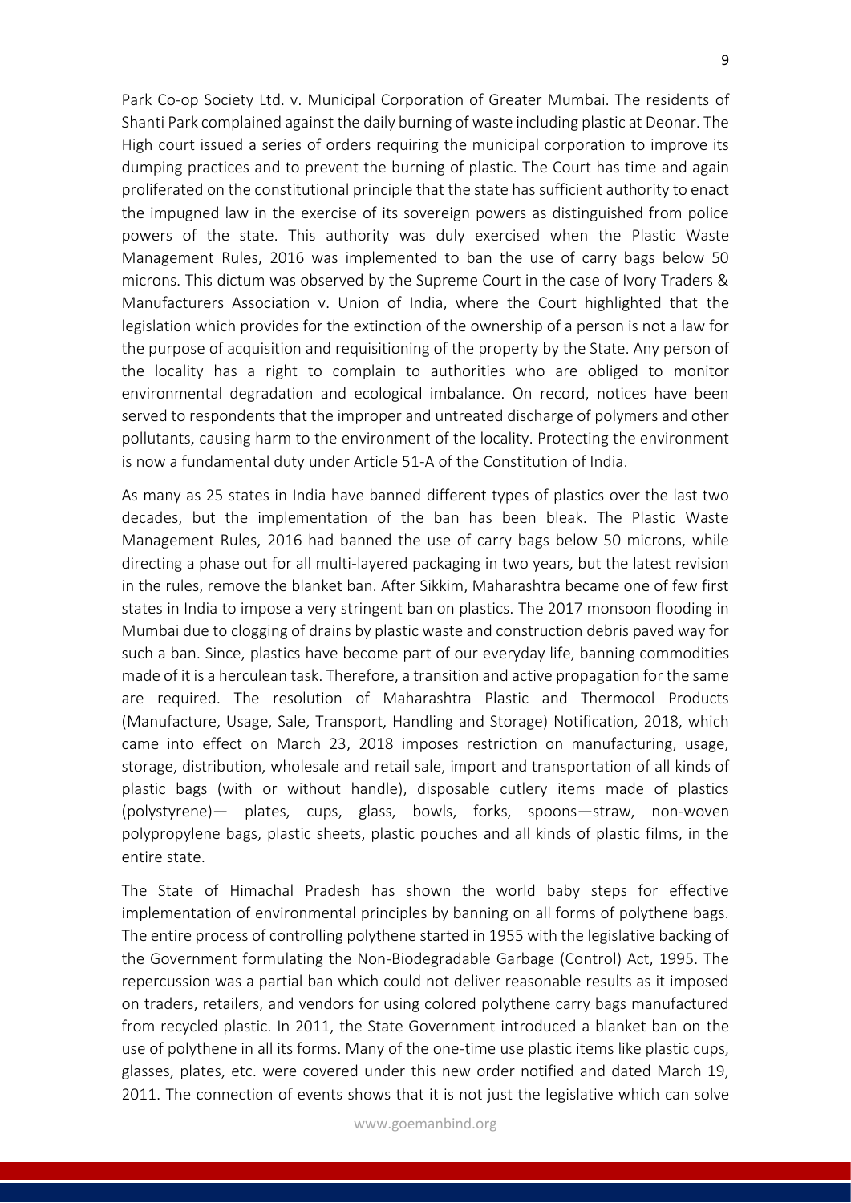Park Co-op Society Ltd. v. Municipal Corporation of Greater Mumbai. The residents of Shanti Park complained against the daily burning of waste including plastic at Deonar. The High court issued a series of orders requiring the municipal corporation to improve its dumping practices and to prevent the burning of plastic. The Court has time and again proliferated on the constitutional principle that the state has sufficient authority to enact the impugned law in the exercise of its sovereign powers as distinguished from police powers of the state. This authority was duly exercised when the Plastic Waste Management Rules, 2016 was implemented to ban the use of carry bags below 50 microns. This dictum was observed by the Supreme Court in the case of Ivory Traders & Manufacturers Association v. Union of India, where the Court highlighted that the legislation which provides for the extinction of the ownership of a person is not a law for the purpose of acquisition and requisitioning of the property by the State. Any person of the locality has a right to complain to authorities who are obliged to monitor environmental degradation and ecological imbalance. On record, notices have been served to respondents that the improper and untreated discharge of polymers and other pollutants, causing harm to the environment of the locality. Protecting the environment is now a fundamental duty under Article 51-A of the Constitution of India.

As many as 25 states in India have banned different types of plastics over the last two decades, but the implementation of the ban has been bleak. The Plastic Waste Management Rules, 2016 had banned the use of carry bags below 50 microns, while directing a phase out for all multi-layered packaging in two years, but the latest revision in the rules, remove the blanket ban. After Sikkim, Maharashtra became one of few first states in India to impose a very stringent ban on plastics. The 2017 monsoon flooding in Mumbai due to clogging of drains by plastic waste and construction debris paved way for such a ban. Since, plastics have become part of our everyday life, banning commodities made of it is a herculean task. Therefore, a transition and active propagation for the same are required. The resolution of Maharashtra Plastic and Thermocol Products (Manufacture, Usage, Sale, Transport, Handling and Storage) Notification, 2018, which came into effect on March 23, 2018 imposes restriction on manufacturing, usage, storage, distribution, wholesale and retail sale, import and transportation of all kinds of plastic bags (with or without handle), disposable cutlery items made of plastics (polystyrene)— plates, cups, glass, bowls, forks, spoons—straw, non-woven polypropylene bags, plastic sheets, plastic pouches and all kinds of plastic films, in the entire state.

The State of Himachal Pradesh has shown the world baby steps for effective implementation of environmental principles by banning on all forms of polythene bags. The entire process of controlling polythene started in 1955 with the legislative backing of the Government formulating the Non-Biodegradable Garbage (Control) Act, 1995. The repercussion was a partial ban which could not deliver reasonable results as it imposed on traders, retailers, and vendors for using colored polythene carry bags manufactured from recycled plastic. In 2011, the State Government introduced a blanket ban on the use of polythene in all its forms. Many of the one-time use plastic items like plastic cups, glasses, plates, etc. were covered under this new order notified and dated March 19, 2011. The connection of events shows that it is not just the legislative which can solve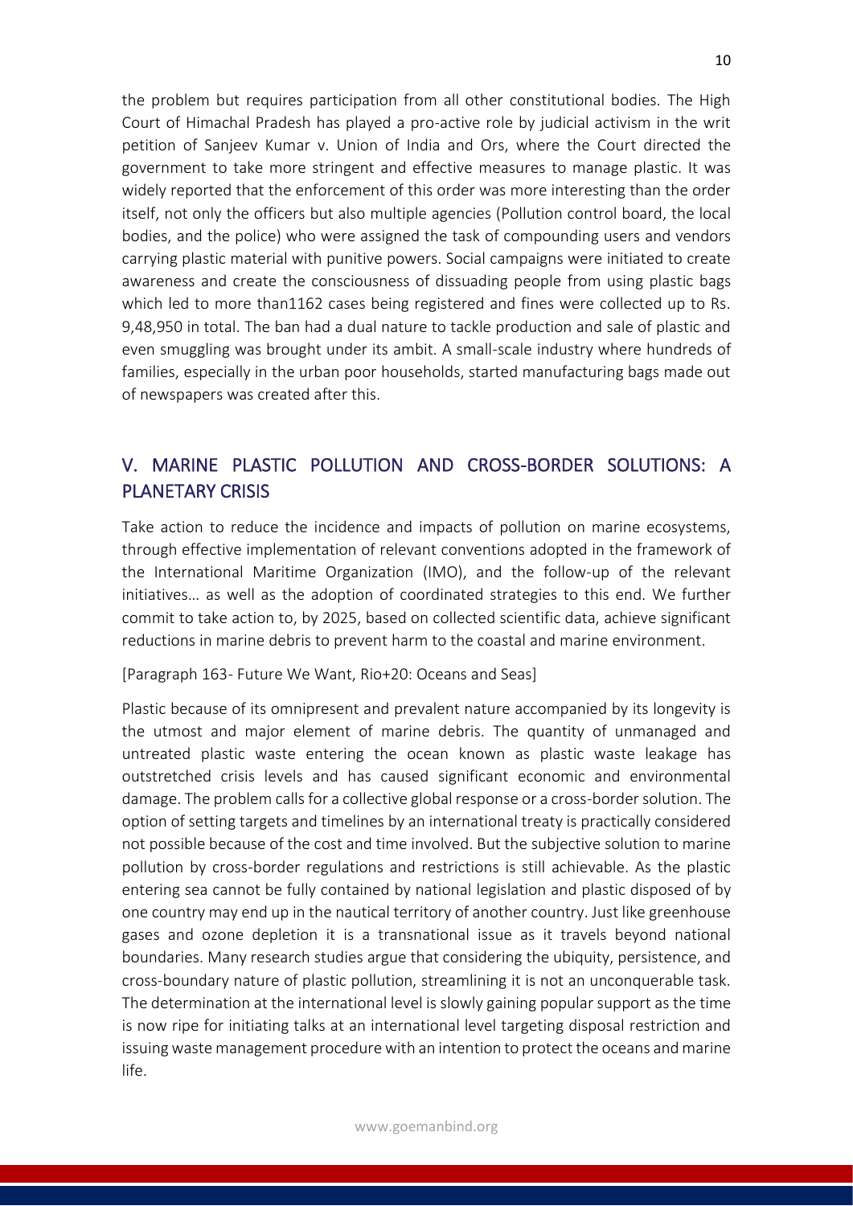the problem but requires participation from all other constitutional bodies. The High Court of Himachal Pradesh has played a pro-active role by judicial activism in the writ petition of Sanjeev Kumar v. Union of India and Ors, where the Court directed the government to take more stringent and effective measures to manage plastic. It was widely reported that the enforcement of this order was more interesting than the order itself, not only the officers but also multiple agencies (Pollution control board, the local bodies, and the police) who were assigned the task of compounding users and vendors carrying plastic material with punitive powers. Social campaigns were initiated to create awareness and create the consciousness of dissuading people from using plastic bags which led to more than1162 cases being registered and fines were collected up to Rs. 9,48,950 in total. The ban had a dual nature to tackle production and sale of plastic and even smuggling was brought under its ambit. A small-scale industry where hundreds of families, especially in the urban poor households, started manufacturing bags made out of newspapers was created after this.

## V. MARINE PLASTIC POLLUTION AND CROSS-BORDER SOLUTIONS: A PLANETARY CRISIS

Take action to reduce the incidence and impacts of pollution on marine ecosystems, through effective implementation of relevant conventions adopted in the framework of the International Maritime Organization (IMO), and the follow-up of the relevant initiatives… as well as the adoption of coordinated strategies to this end. We further commit to take action to, by 2025, based on collected scientific data, achieve significant reductions in marine debris to prevent harm to the coastal and marine environment.

[Paragraph 163- Future We Want, Rio+20: Oceans and Seas]

Plastic because of its omnipresent and prevalent nature accompanied by its longevity is the utmost and major element of marine debris. The quantity of unmanaged and untreated plastic waste entering the ocean known as plastic waste leakage has outstretched crisis levels and has caused significant economic and environmental damage. The problem calls for a collective global response or a cross-border solution. The option of setting targets and timelines by an international treaty is practically considered not possible because of the cost and time involved. But the subjective solution to marine pollution by cross-border regulations and restrictions is still achievable. As the plastic entering sea cannot be fully contained by national legislation and plastic disposed of by one country may end up in the nautical territory of another country. Just like greenhouse gases and ozone depletion it is a transnational issue as it travels beyond national boundaries. Many research studies argue that considering the ubiquity, persistence, and cross-boundary nature of plastic pollution, streamlining it is not an unconquerable task. The determination at the international level is slowly gaining popular support as the time is now ripe for initiating talks at an international level targeting disposal restriction and issuing waste management procedure with an intention to protect the oceans and marine life.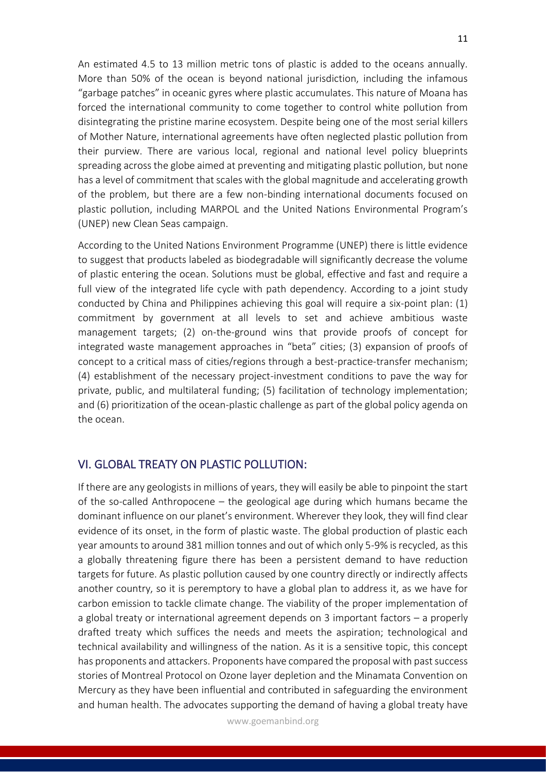An estimated 4.5 to 13 million metric tons of plastic is added to the oceans annually. More than 50% of the ocean is beyond national jurisdiction, including the infamous "garbage patches" in oceanic gyres where plastic accumulates. This nature of Moana has forced the international community to come together to control white pollution from disintegrating the pristine marine ecosystem. Despite being one of the most serial killers of Mother Nature, international agreements have often neglected plastic pollution from their purview. There are various local, regional and national level policy blueprints spreading across the globe aimed at preventing and mitigating plastic pollution, but none has a level of commitment that scales with the global magnitude and accelerating growth of the problem, but there are a few non-binding international documents focused on plastic pollution, including MARPOL and the United Nations Environmental Program's (UNEP) new Clean Seas campaign.

According to the United Nations Environment Programme (UNEP) there is little evidence to suggest that products labeled as biodegradable will significantly decrease the volume of plastic entering the ocean. Solutions must be global, effective and fast and require a full view of the integrated life cycle with path dependency. According to a joint study conducted by China and Philippines achieving this goal will require a six-point plan: (1) commitment by government at all levels to set and achieve ambitious waste management targets; (2) on-the-ground wins that provide proofs of concept for integrated waste management approaches in "beta" cities; (3) expansion of proofs of concept to a critical mass of cities/regions through a best-practice-transfer mechanism; (4) establishment of the necessary project-investment conditions to pave the way for private, public, and multilateral funding; (5) facilitation of technology implementation; and (6) prioritization of the ocean-plastic challenge as part of the global policy agenda on the ocean.

## VI. GLOBAL TREATY ON PLASTIC POLLUTION:

If there are any geologists in millions of years, they will easily be able to pinpoint the start of the so-called Anthropocene – the geological age during which humans became the dominant influence on our planet's environment. Wherever they look, they will find clear evidence of its onset, in the form of plastic waste. The global production of plastic each year amounts to around 381 million tonnes and out of which only 5-9% is recycled, as this a globally threatening figure there has been a persistent demand to have reduction targets for future. As plastic pollution caused by one country directly or indirectly affects another country, so it is peremptory to have a global plan to address it, as we have for carbon emission to tackle climate change. The viability of the proper implementation of a global treaty or international agreement depends on 3 important factors – a properly drafted treaty which suffices the needs and meets the aspiration; technological and technical availability and willingness of the nation. As it is a sensitive topic, this concept has proponents and attackers. Proponents have compared the proposal with past success stories of Montreal Protocol on Ozone layer depletion and the Minamata Convention on Mercury as they have been influential and contributed in safeguarding the environment and human health. The advocates supporting the demand of having a global treaty have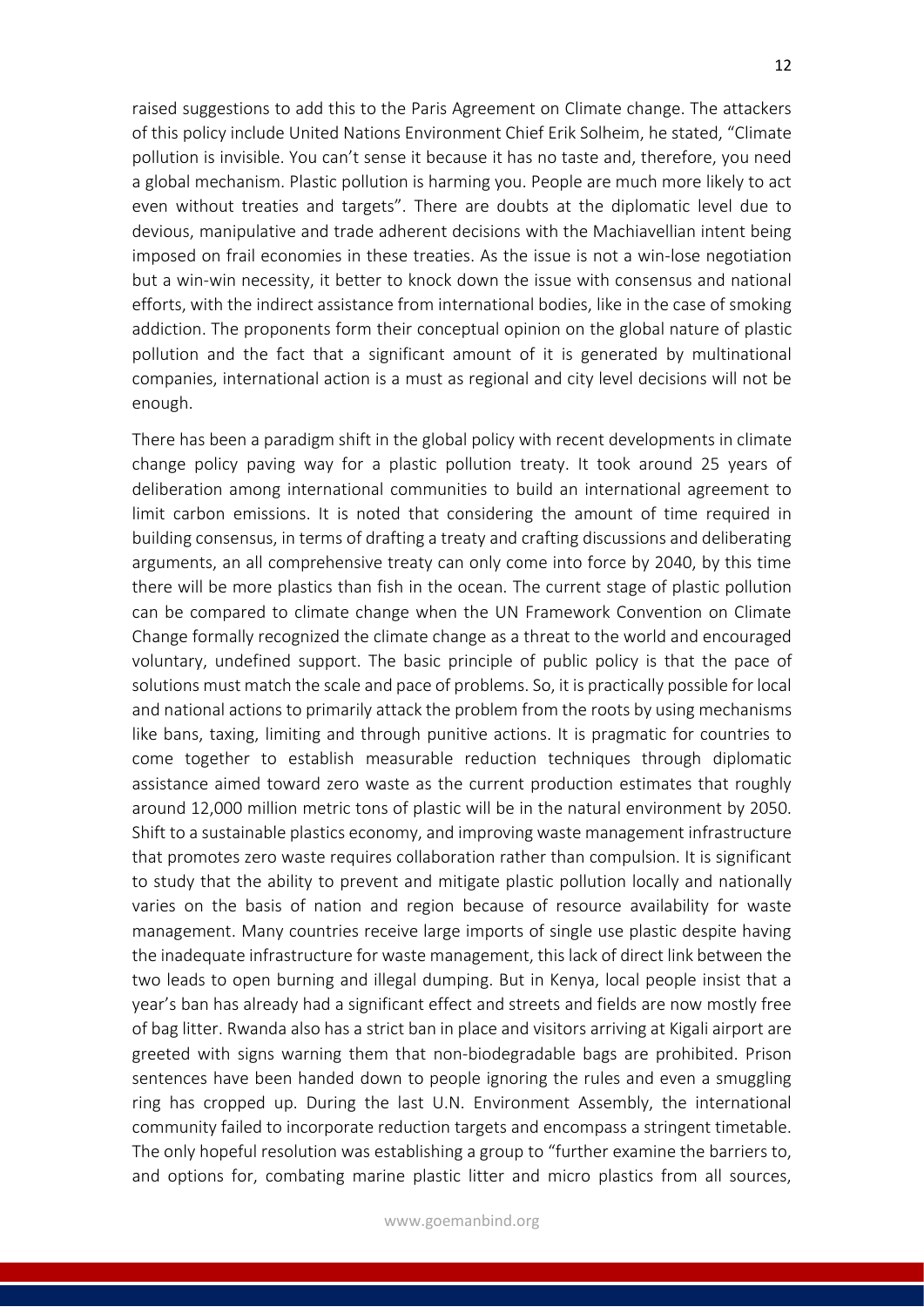raised suggestions to add this to the Paris Agreement on Climate change. The attackers of this policy include United Nations Environment Chief Erik Solheim, he stated, "Climate pollution is invisible. You can't sense it because it has no taste and, therefore, you need a global mechanism. Plastic pollution is harming you. People are much more likely to act even without treaties and targets". There are doubts at the diplomatic level due to devious, manipulative and trade adherent decisions with the Machiavellian intent being imposed on frail economies in these treaties. As the issue is not a win-lose negotiation but a win-win necessity, it better to knock down the issue with consensus and national efforts, with the indirect assistance from international bodies, like in the case of smoking addiction. The proponents form their conceptual opinion on the global nature of plastic pollution and the fact that a significant amount of it is generated by multinational companies, international action is a must as regional and city level decisions will not be enough.

There has been a paradigm shift in the global policy with recent developments in climate change policy paving way for a plastic pollution treaty. It took around 25 years of deliberation among international communities to build an international agreement to limit carbon emissions. It is noted that considering the amount of time required in building consensus, in terms of drafting a treaty and crafting discussions and deliberating arguments, an all comprehensive treaty can only come into force by 2040, by this time there will be more plastics than fish in the ocean. The current stage of plastic pollution can be compared to climate change when the UN Framework Convention on Climate Change formally recognized the climate change as a threat to the world and encouraged voluntary, undefined support. The basic principle of public policy is that the pace of solutions must match the scale and pace of problems. So, it is practically possible for local and national actions to primarily attack the problem from the roots by using mechanisms like bans, taxing, limiting and through punitive actions. It is pragmatic for countries to come together to establish measurable reduction techniques through diplomatic assistance aimed toward zero waste as the current production estimates that roughly around 12,000 million metric tons of plastic will be in the natural environment by 2050. Shift to a sustainable plastics economy, and improving waste management infrastructure that promotes zero waste requires collaboration rather than compulsion. It is significant to study that the ability to prevent and mitigate plastic pollution locally and nationally varies on the basis of nation and region because of resource availability for waste management. Many countries receive large imports of single use plastic despite having the inadequate infrastructure for waste management, this lack of direct link between the two leads to open burning and illegal dumping. But in Kenya, local people insist that a year's ban has already had a significant effect and streets and fields are now mostly free of bag litter. Rwanda also has a strict ban in place and visitors arriving at Kigali airport are greeted with signs warning them that non-biodegradable bags are prohibited. Prison sentences have been handed down to people ignoring the rules and even a smuggling ring has cropped up. During the last U.N. Environment Assembly, the international community failed to incorporate reduction targets and encompass a stringent timetable. The only hopeful resolution was establishing a group to "further examine the barriers to, and options for, combating marine plastic litter and micro plastics from all sources,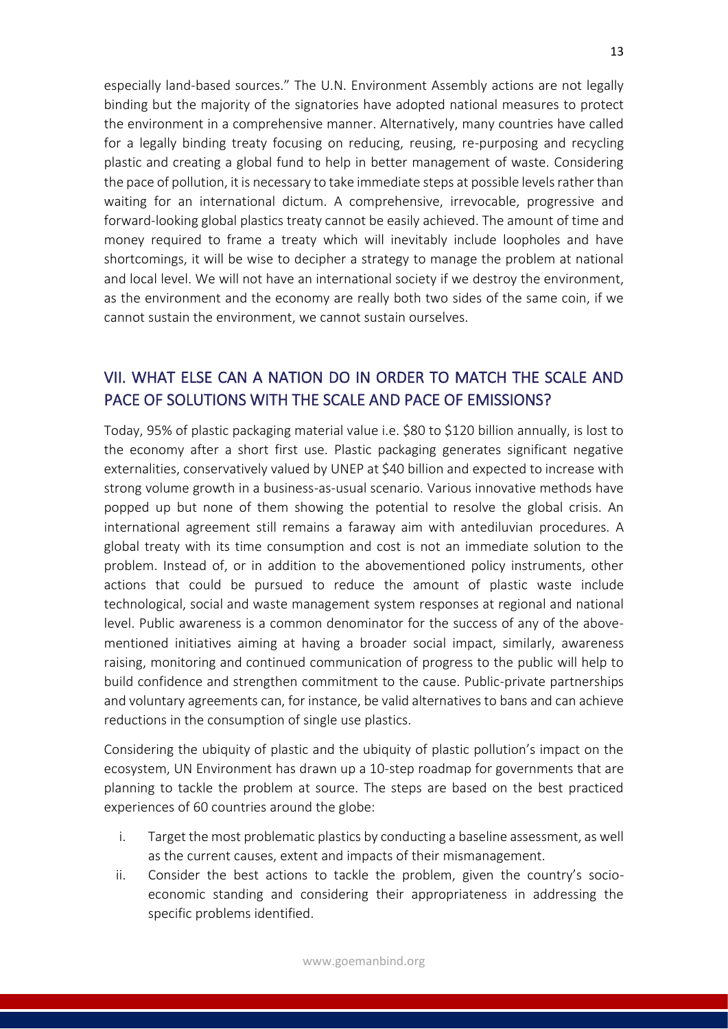especially land-based sources." The U.N. Environment Assembly actions are not legally binding but the majority of the signatories have adopted national measures to protect the environment in a comprehensive manner. Alternatively, many countries have called for a legally binding treaty focusing on reducing, reusing, re-purposing and recycling plastic and creating a global fund to help in better management of waste. Considering the pace of pollution, it is necessary to take immediate steps at possible levels rather than waiting for an international dictum. A comprehensive, irrevocable, progressive and forward-looking global plastics treaty cannot be easily achieved. The amount of time and money required to frame a treaty which will inevitably include loopholes and have shortcomings, it will be wise to decipher a strategy to manage the problem at national and local level. We will not have an international society if we destroy the environment, as the environment and the economy are really both two sides of the same coin, if we cannot sustain the environment, we cannot sustain ourselves.

## VII. WHAT ELSE CAN A NATION DO IN ORDER TO MATCH THE SCALE AND PACE OF SOLUTIONS WITH THE SCALE AND PACE OF EMISSIONS?

Today, 95% of plastic packaging material value i.e. $80 to $120 billion annually, is lost to the economy after a short first use. Plastic packaging generates significant negative externalities, conservatively valued by UNEP at $40 billion and expected to increase with strong volume growth in a business-as-usual scenario. Various innovative methods have popped up but none of them showing the potential to resolve the global crisis. An international agreement still remains a faraway aim with antediluvian procedures. A global treaty with its time consumption and cost is not an immediate solution to the problem. Instead of, or in addition to the abovementioned policy instruments, other actions that could be pursued to reduce the amount of plastic waste include technological, social and waste management system responses at regional and national level. Public awareness is a common denominator for the success of any of the above-mentioned initiatives aiming at having a broader social impact, similarly, awareness raising, monitoring and continued communication of progress to the public will help to build confidence and strengthen commitment to the cause. Public-private partnerships and voluntary agreements can, for instance, be valid alternatives to bans and can achieve reductions in the consumption of single use plastics.

Considering the ubiquity of plastic and the ubiquity of plastic pollution's impact on the ecosystem, UN Environment has drawn up a 10-step roadmap for governments that are planning to tackle the problem at source. The steps are based on the best practiced experiences of 60 countries around the globe:

i. Target the most problematic plastics by conducting a baseline assessment, as well as the current causes, extent and impacts of their mismanagement.
ii. Consider the best actions to tackle the problem, given the country's socio-economic standing and considering their appropriateness in addressing the specific problems identified.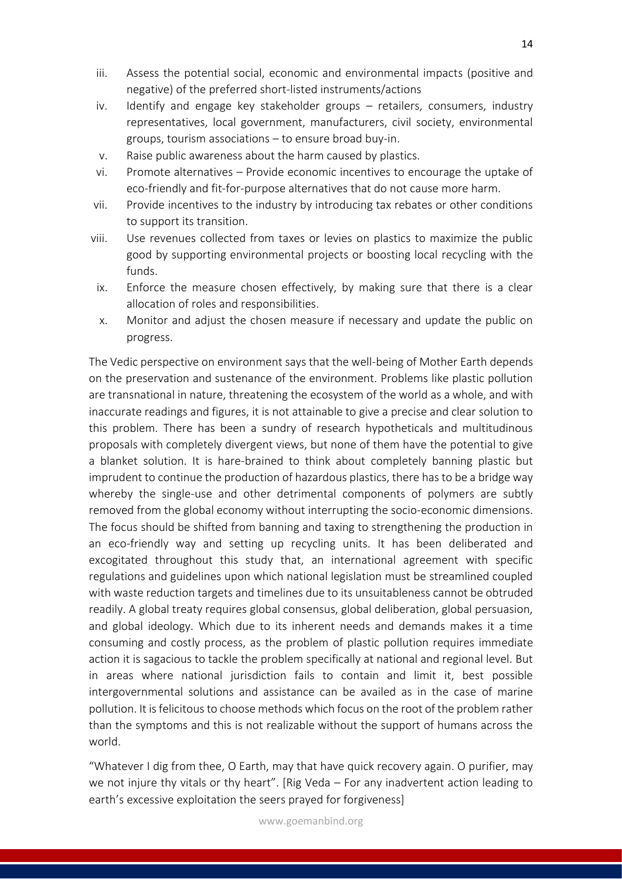iii. Assess the potential social, economic and environmental impacts (positive and negative) of the preferred short-listed instruments/actions
iv. Identify and engage key stakeholder groups – retailers, consumers, industry representatives, local government, manufacturers, civil society, environmental groups, tourism associations – to ensure broad buy-in.
v. Raise public awareness about the harm caused by plastics.
vi. Promote alternatives – Provide economic incentives to encourage the uptake of eco-friendly and fit-for-purpose alternatives that do not cause more harm.
vii. Provide incentives to the industry by introducing tax rebates or other conditions to support its transition.
viii. Use revenues collected from taxes or levies on plastics to maximize the public good by supporting environmental projects or boosting local recycling with the funds.
ix. Enforce the measure chosen effectively, by making sure that there is a clear allocation of roles and responsibilities.
x. Monitor and adjust the chosen measure if necessary and update the public on progress.

The Vedic perspective on environment says that the well-being of Mother Earth depends on the preservation and sustenance of the environment. Problems like plastic pollution are transnational in nature, threatening the ecosystem of the world as a whole, and with inaccurate readings and figures, it is not attainable to give a precise and clear solution to this problem. There has been a sundry of research hypotheticals and multitudinous proposals with completely divergent views, but none of them have the potential to give a blanket solution. It is hare-brained to think about completely banning plastic but imprudent to continue the production of hazardous plastics, there has to be a bridge way whereby the single-use and other detrimental components of polymers are subtly removed from the global economy without interrupting the socio-economic dimensions. The focus should be shifted from banning and taxing to strengthening the production in an eco-friendly way and setting up recycling units. It has been deliberated and excogitated throughout this study that, an international agreement with specific regulations and guidelines upon which national legislation must be streamlined coupled with waste reduction targets and timelines due to its unsuitableness cannot be obtruded readily. A global treaty requires global consensus, global deliberation, global persuasion, and global ideology. Which due to its inherent needs and demands makes it a time consuming and costly process, as the problem of plastic pollution requires immediate action it is sagacious to tackle the problem specifically at national and regional level. But in areas where national jurisdiction fails to contain and limit it, best possible intergovernmental solutions and assistance can be availed as in the case of marine pollution. It is felicitous to choose methods which focus on the root of the problem rather than the symptoms and this is not realizable without the support of humans across the world.

"Whatever I dig from thee, O Earth, may that have quick recovery again. O purifier, may we not injure thy vitals or thy heart". [Rig Veda – For any inadvertent action leading to earth's excessive exploitation the seers prayed for forgiveness]